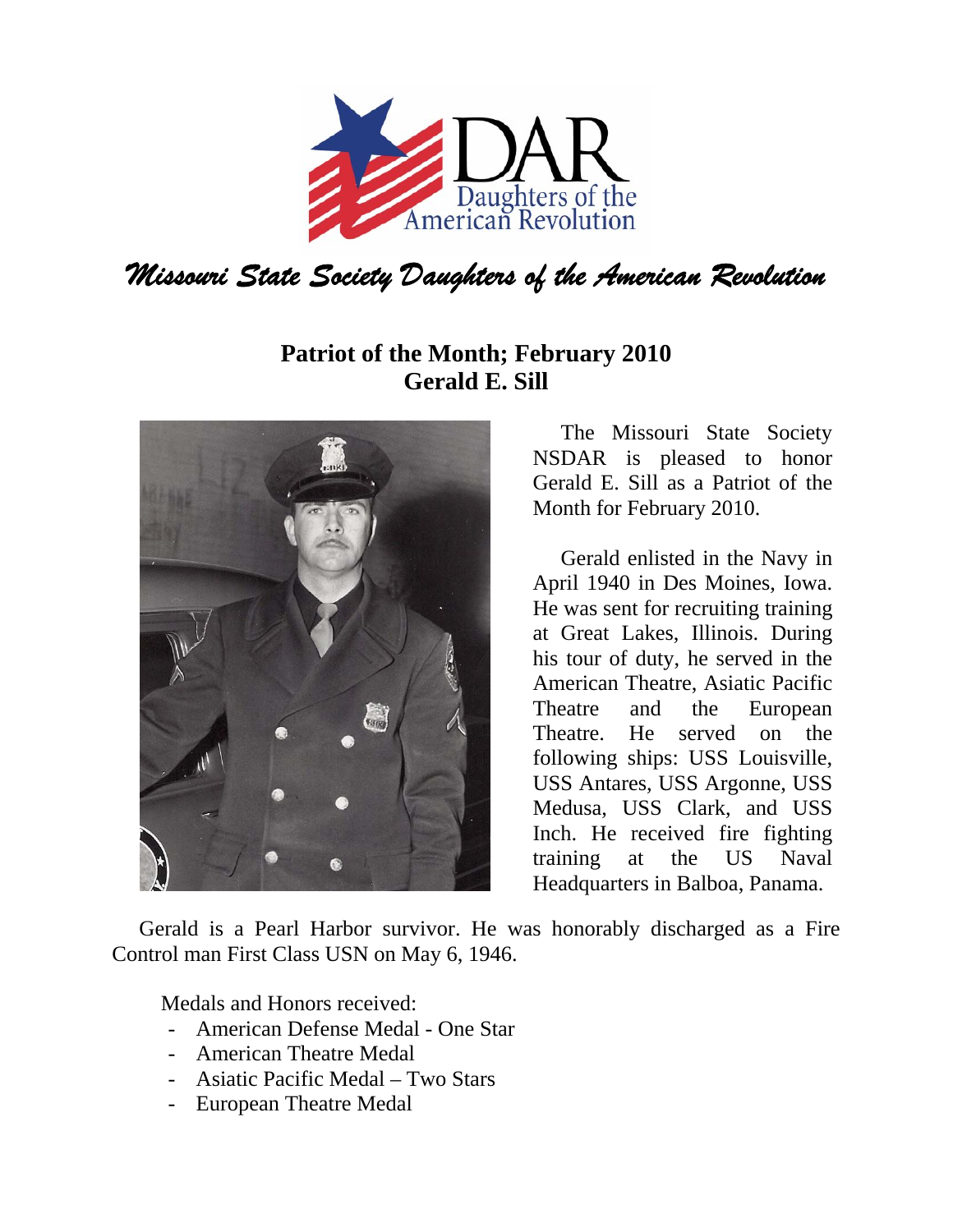# Missouri State Society Daughters of the American Revolution

## Patriot of the Month; February 2010
## Gerald E. Sill

The Missouri State Society NSDAR is pleased to honor Gerald E. Sill as a Patriot of the Month for February 2010.

Gerald enlisted in the Navy in April 1940 in Des Moines, Iowa. He was sent for recruiting training at Great Lakes, Illinois. During his tour of duty, he served in the American Theatre, Asiatic Pacific Theatre and the European Theatre. He served on the following ships: USS Louisville, USS Antares, USS Argonne, USS Medusa, USS Clark, and USS Inch. He received fire fighting training at the US Naval Headquarters in Balboa, Panama.

Gerald is a Pearl Harbor survivor. He was honorably discharged as a Fire Control man First Class USN on May 6, 1946.

Medals and Honors received:

- American Defense Medal - One Star
- American Theatre Medal
- Asiatic Pacific Medal – Two Stars
- European Theatre Medal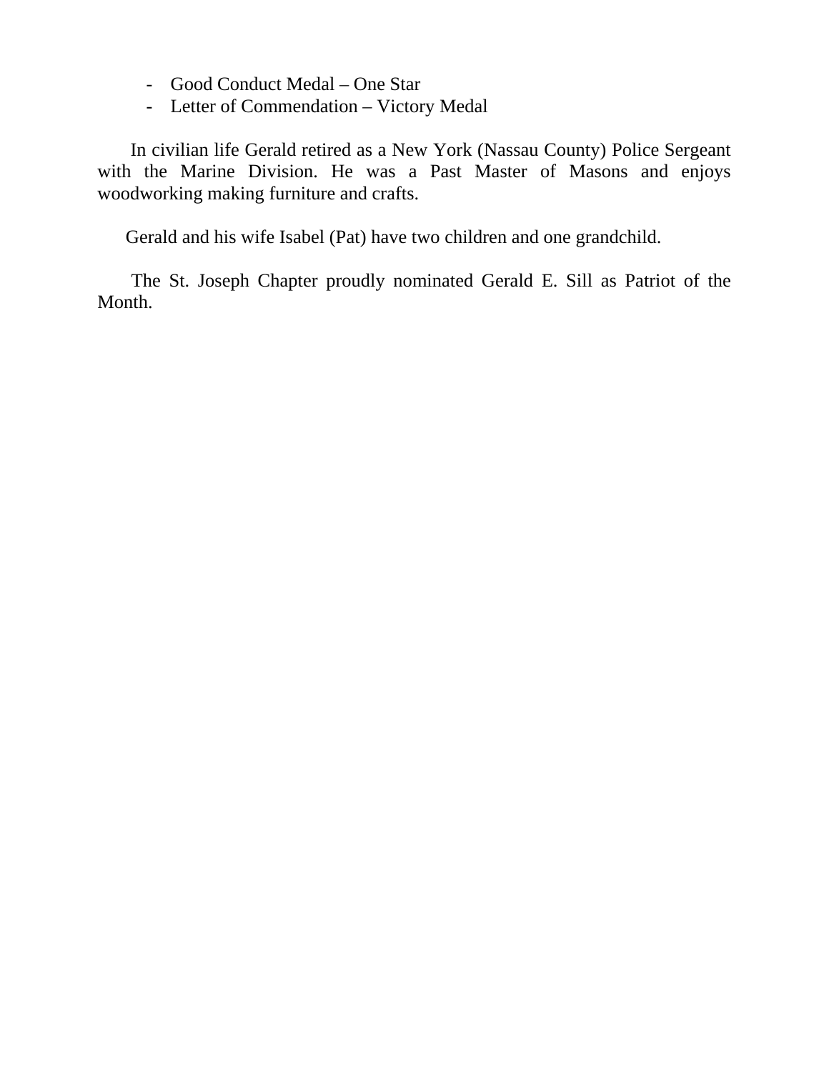- Good Conduct Medal – One Star
- Letter of Commendation – Victory Medal

In civilian life Gerald retired as a New York (Nassau County) Police Sergeant with the Marine Division. He was a Past Master of Masons and enjoys woodworking making furniture and crafts.

Gerald and his wife Isabel (Pat) have two children and one grandchild.

The St. Joseph Chapter proudly nominated Gerald E. Sill as Patriot of the Month.